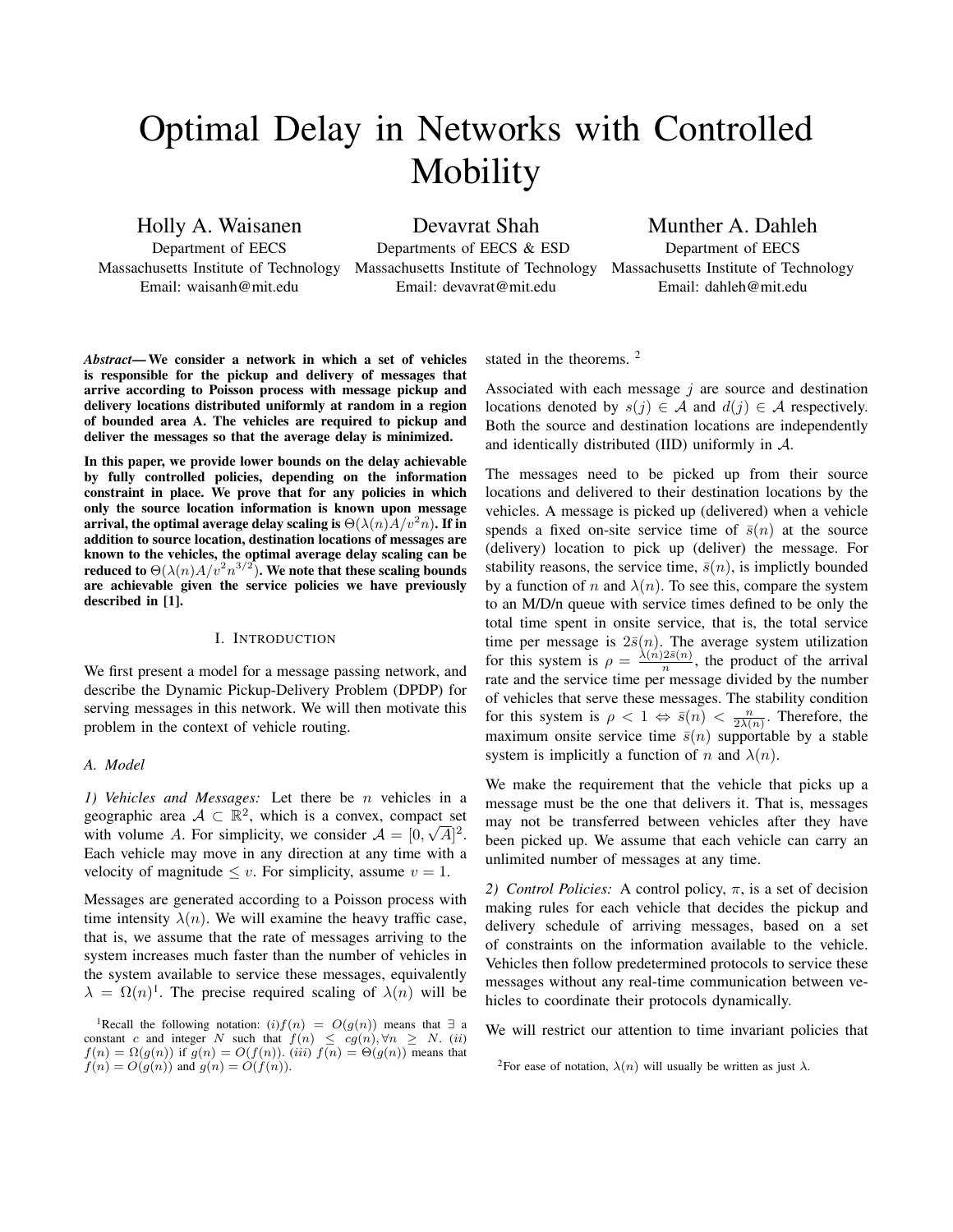# Optimal Delay in Networks with Controlled Mobility

Holly A. Waisanen
Department of EECS
Massachusetts Institute of Technology
Email: waisanh@mit.edu

Devavrat Shah
Departments of EECS & ESD
Massachusetts Institute of Technology
Email: devavrat@mit.edu

Munther A. Dahleh
Department of EECS
Massachusetts Institute of Technology
Email: dahleh@mit.edu

***Abstract*— We consider a network in which a set of vehicles is responsible for the pickup and delivery of messages that arrive according to Poisson process with message pickup and delivery locations distributed uniformly at random in a region of bounded area A. The vehicles are required to pickup and deliver the messages so that the average delay is minimized.**

**In this paper, we provide lower bounds on the delay achievable by fully controlled policies, depending on the information constraint in place. We prove that for any policies in which only the source location information is known upon message arrival, the optimal average delay scaling is $\Theta(\lambda(n)A/v^2n)$. If in addition to source location, destination locations of messages are known to the vehicles, the optimal average delay scaling can be reduced to $\Theta(\lambda(n)A/v^2n^{3/2})$. We note that these scaling bounds are achievable given the service policies we have previously described in [1].**

## I. Introduction

We first present a model for a message passing network, and describe the Dynamic Pickup-Delivery Problem (DPDP) for serving messages in this network. We will then motivate this problem in the context of vehicle routing.

### *A. Model*

*1) Vehicles and Messages:* Let there be $n$ vehicles in a geographic area $\mathcal{A} \subset \mathbb{R}^2$, which is a convex, compact set with volume $A$. For simplicity, we consider $\mathcal{A} = [0, \sqrt{A}]^2$. Each vehicle may move in any direction at any time with a velocity of magnitude $\leq v$. For simplicity, assume $v = 1$.

Messages are generated according to a Poisson process with time intensity $\lambda(n)$. We will examine the heavy traffic case, that is, we assume that the rate of messages arriving to the system increases much faster than the number of vehicles in the system available to service these messages, equivalently $\lambda = \Omega(n)$[1]. The precise required scaling of $\lambda(n)$ will be stated in the theorems. [2]

Associated with each message $j$ are source and destination locations denoted by $s(j) \in \mathcal{A}$ and $d(j) \in \mathcal{A}$ respectively. Both the source and destination locations are independently and identically distributed (IID) uniformly in $\mathcal{A}$.

The messages need to be picked up from their source locations and delivered to their destination locations by the vehicles. A message is picked up (delivered) when a vehicle spends a fixed on-site service time of $\bar{s}(n)$ at the source (delivery) location to pick up (deliver) the message. For stability reasons, the service time, $\bar{s}(n)$, is implictly bounded by a function of $n$ and $\lambda(n)$. To see this, compare the system to an M/D/n queue with service times defined to be only the total time spent in onsite service, that is, the total service time per message is $2\bar{s}(n)$. The average system utilization for this system is $\rho = \frac{\lambda(n)2\bar{s}(n)}{n}$, the product of the arrival rate and the service time per message divided by the number of vehicles that serve these messages. The stability condition for this system is $\rho < 1 \Leftrightarrow \bar{s}(n) < \frac{n}{2\lambda(n)}$. Therefore, the maximum onsite service time $\bar{s}(n)$ supportable by a stable system is implicitly a function of $n$ and $\lambda(n)$.

We make the requirement that the vehicle that picks up a message must be the one that delivers it. That is, messages may not be transferred between vehicles after they have been picked up. We assume that each vehicle can carry an unlimited number of messages at any time.

*2) Control Policies:* A control policy, $\pi$, is a set of decision making rules for each vehicle that decides the pickup and delivery schedule of arriving messages, based on a set of constraints on the information available to the vehicle. Vehicles then follow predetermined protocols to service these messages without any real-time communication between vehicles to coordinate their protocols dynamically.

We will restrict our attention to time invariant policies that

[1]Recall the following notation: $(i) f(n) = O(g(n))$ means that $\exists$ a constant $c$ and integer $N$ such that $f(n) \leq cg(n), \forall n \geq N$. $(ii)$ $f(n) = \Omega(g(n))$ if $g(n) = O(f(n))$. $(iii)$ $f(n) = \Theta(g(n))$ means that $f(n) = O(g(n))$ and $g(n) = O(f(n))$.

[2]For ease of notation, $\lambda(n)$ will usually be written as just $\lambda$.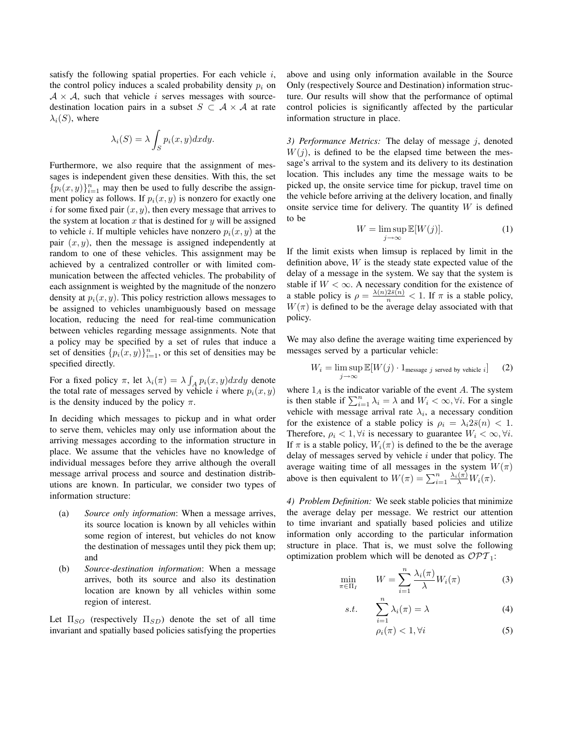satisfy the following spatial properties. For each vehicle $i$, the control policy induces a scaled probability density $p_i$ on $\mathcal{A} \times \mathcal{A}$, such that vehicle $i$ serves messages with source-destination location pairs in a subset $S \subset \mathcal{A} \times \mathcal{A}$ at rate $\lambda_i(S)$, where

$$\lambda_i(S) = \lambda \int_S p_i(x,y)dxdy.$$

Furthermore, we also require that the assignment of messages is independent given these densities. With this, the set $\{p_i(x,y)\}_{i=1}^n$ may then be used to fully describe the assignment policy as follows. If $p_i(x,y)$ is nonzero for exactly one $i$ for some fixed pair $(x,y)$, then every message that arrives to the system at location $x$ that is destined for $y$ will be assigned to vehicle $i$. If multiple vehicles have nonzero $p_i(x,y)$ at the pair $(x,y)$, then the message is assigned independently at random to one of these vehicles. This assignment may be achieved by a centralized controller or with limited communication between the affected vehicles. The probability of each assignment is weighted by the magnitude of the nonzero density at $p_i(x,y)$. This policy restriction allows messages to be assigned to vehicles unambiguously based on message location, reducing the need for real-time communication between vehicles regarding message assignments. Note that a policy may be specified by a set of rules that induce a set of densities $\{p_i(x,y)\}_{i=1}^n$, or this set of densities may be specified directly.

For a fixed policy $\pi$, let $\lambda_i(\pi) = \lambda \int_A p_i(x,y)dxdy$ denote the total rate of messages served by vehicle $i$ where $p_i(x,y)$ is the density induced by the policy $\pi$.

In deciding which messages to pickup and in what order to serve them, vehicles may only use information about the arriving messages according to the information structure in place. We assume that the vehicles have no knowledge of individual messages before they arrive although the overall message arrival process and source and destination distributions are known. In particular, we consider two types of information structure:

(a) *Source only information*: When a message arrives, its source location is known by all vehicles within some region of interest, but vehicles do not know the destination of messages until they pick them up; and

(b) *Source-destination information*: When a message arrives, both its source and also its destination location are known by all vehicles within some region of interest.

Let $\Pi_{SO}$ (respectively $\Pi_{SD}$) denote the set of all time invariant and spatially based policies satisfying the properties above and using only information available in the Source Only (respectively Source and Destination) information structure. Our results will show that the performance of optimal control policies is significantly affected by the particular information structure in place.

*3) Performance Metrics:* The delay of message $j$, denoted $W(j)$, is defined to be the elapsed time between the message's arrival to the system and its delivery to its destination location. This includes any time the message waits to be picked up, the onsite service time for pickup, travel time on the vehicle before arriving at the delivery location, and finally onsite service time for delivery. The quantity $W$ is defined to be

$$W = \limsup_{j \to \infty} \mathbb{E}[W(j)]. \tag{1}$$

If the limit exists when limsup is replaced by limit in the definition above, $W$ is the steady state expected value of the delay of a message in the system. We say that the system is stable if $W < \infty$. A necessary condition for the existence of a stable policy is $\rho = \frac{\lambda(n)2\bar{s}(n)}{n} < 1$. If $\pi$ is a stable policy, $W(\pi)$ is defined to be the average delay associated with that policy.

We may also define the average waiting time experienced by messages served by a particular vehicle:

$$W_i = \limsup_{j \to \infty} \mathbb{E}[W(j) \cdot 1_{\text{message } j \text{ served by vehicle } i}] \tag{2}$$

where $1_A$ is the indicator variable of the event $A$. The system is then stable if $\sum_{i=1}^n \lambda_i = \lambda$ and $W_i < \infty, \forall i$. For a single vehicle with message arrival rate $\lambda_i$, a necessary condition for the existence of a stable policy is $\rho_i = \lambda_i 2\bar{s}(n) < 1$. Therefore, $\rho_i < 1, \forall i$ is necessary to guarantee $W_i < \infty, \forall i$. If $\pi$ is a stable policy, $W_i(\pi)$ is defined to the be the average delay of messages served by vehicle $i$ under that policy. The average waiting time of all messages in the system $W(\pi)$ above is then equivalent to $W(\pi) = \sum_{i=1}^n \frac{\lambda_i(\pi)}{\lambda} W_i(\pi)$.

*4) Problem Definition:* We seek stable policies that minimize the average delay per message. We restrict our attention to time invariant and spatially based policies and utilize information only according to the particular information structure in place. That is, we must solve the following optimization problem which will be denoted as $\mathcal{OPT}_1$:

$$\min_{\pi \in \Pi_I} \quad W = \sum_{i=1}^n \frac{\lambda_i(\pi)}{\lambda} W_i(\pi) \tag{3}$$

$$s.t. \quad \sum_{i=1}^n \lambda_i(\pi) = \lambda \tag{4}$$

$$\rho_i(\pi) < 1, \forall i \tag{5}$$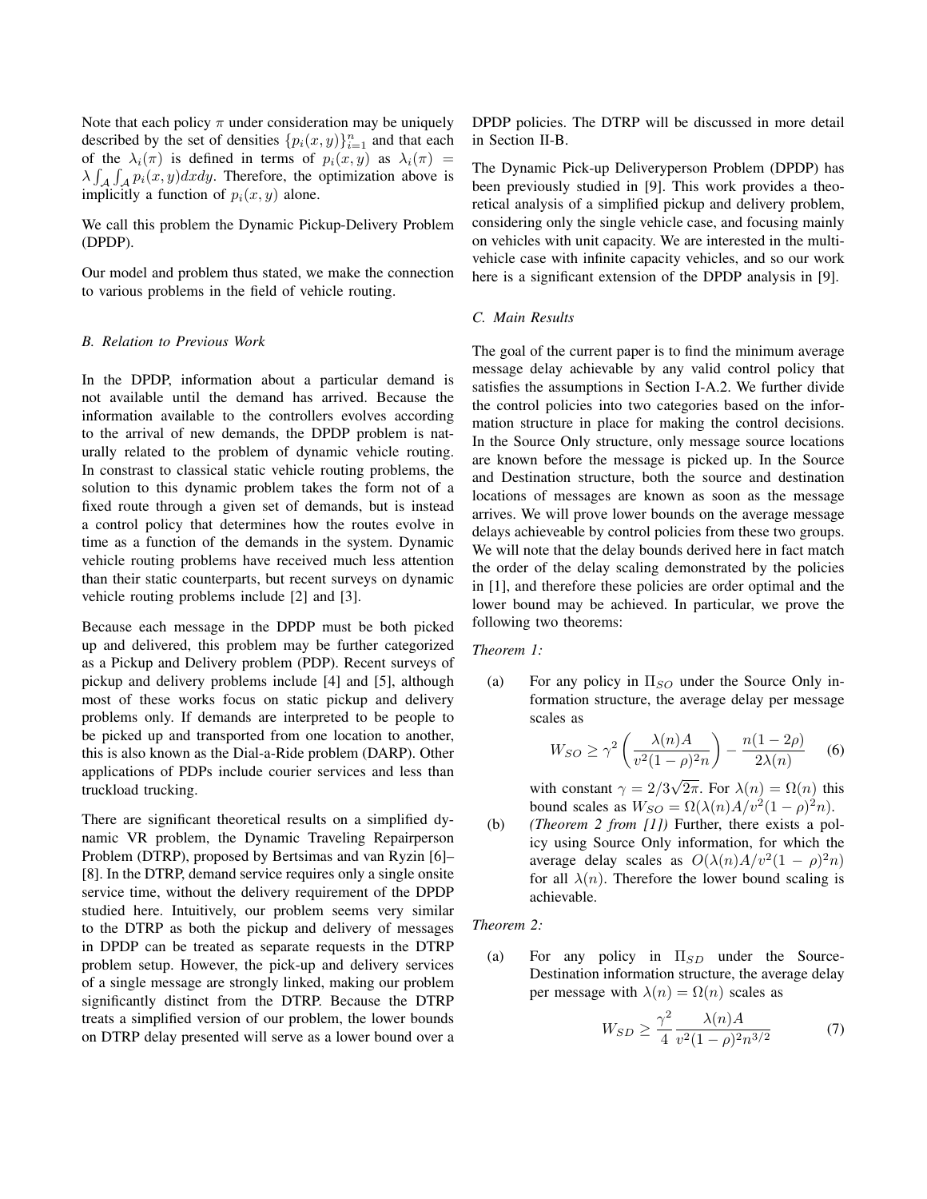Note that each policy $\pi$ under consideration may be uniquely described by the set of densities $\{p_i(x,y)\}_{i=1}^n$ and that each of the $\lambda_i(\pi)$ is defined in terms of $p_i(x,y)$ as $\lambda_i(\pi) = \lambda \int_{\mathcal{A}} \int_{\mathcal{A}} p_i(x,y)dxdy$. Therefore, the optimization above is implicitly a function of $p_i(x,y)$ alone.

We call this problem the Dynamic Pickup-Delivery Problem (DPDP).

Our model and problem thus stated, we make the connection to various problems in the field of vehicle routing.

### B. Relation to Previous Work

In the DPDP, information about a particular demand is not available until the demand has arrived. Because the information available to the controllers evolves according to the arrival of new demands, the DPDP problem is naturally related to the problem of dynamic vehicle routing. In constrast to classical static vehicle routing problems, the solution to this dynamic problem takes the form not of a fixed route through a given set of demands, but is instead a control policy that determines how the routes evolve in time as a function of the demands in the system. Dynamic vehicle routing problems have received much less attention than their static counterparts, but recent surveys on dynamic vehicle routing problems include [2] and [3].

Because each message in the DPDP must be both picked up and delivered, this problem may be further categorized as a Pickup and Delivery problem (PDP). Recent surveys of pickup and delivery problems include [4] and [5], although most of these works focus on static pickup and delivery problems only. If demands are interpreted to be people to be picked up and transported from one location to another, this is also known as the Dial-a-Ride problem (DARP). Other applications of PDPs include courier services and less than truckload trucking.

There are significant theoretical results on a simplified dynamic VR problem, the Dynamic Traveling Repairperson Problem (DTRP), proposed by Bertsimas and van Ryzin [6]–[8]. In the DTRP, demand service requires only a single onsite service time, without the delivery requirement of the DPDP studied here. Intuitively, our problem seems very similar to the DTRP as both the pickup and delivery of messages in DPDP can be treated as separate requests in the DTRP problem setup. However, the pick-up and delivery services of a single message are strongly linked, making our problem significantly distinct from the DTRP. Because the DTRP treats a simplified version of our problem, the lower bounds on DTRP delay presented will serve as a lower bound over a DPDP policies. The DTRP will be discussed in more detail in Section II-B.

The Dynamic Pick-up Deliveryperson Problem (DPDP) has been previously studied in [9]. This work provides a theoretical analysis of a simplified pickup and delivery problem, considering only the single vehicle case, and focusing mainly on vehicles with unit capacity. We are interested in the multi-vehicle case with infinite capacity vehicles, and so our work here is a significant extension of the DPDP analysis in [9].

### C. Main Results

The goal of the current paper is to find the minimum average message delay achievable by any valid control policy that satisfies the assumptions in Section I-A.2. We further divide the control policies into two categories based on the information structure in place for making the control decisions. In the Source Only structure, only message source locations are known before the message is picked up. In the Source and Destination structure, both the source and destination locations of messages are known as soon as the message arrives. We will prove lower bounds on the average message delays achieveable by control policies from these two groups. We will note that the delay bounds derived here in fact match the order of the delay scaling demonstrated by the policies in [1], and therefore these policies are order optimal and the lower bound may be achieved. In particular, we prove the following two theorems:

*Theorem 1:*

(a) For any policy in $\Pi_{SO}$ under the Source Only information structure, the average delay per message scales as

$$W_{SO} \geq \gamma^2 \left( \frac{\lambda(n)A}{v^2(1-\rho)^2 n} \right) - \frac{n(1-2\rho)}{2\lambda(n)} \quad (6)$$

with constant $\gamma = 2/3\sqrt{2\pi}$. For $\lambda(n) = \Omega(n)$ this bound scales as $W_{SO} = \Omega(\lambda(n)A/v^2(1-\rho)^2 n)$.

(b) *(Theorem 2 from [1])* Further, there exists a policy using Source Only information, for which the average delay scales as $O(\lambda(n)A/v^2(1-\rho)^2 n)$ for all $\lambda(n)$. Therefore the lower bound scaling is achievable.

*Theorem 2:*

(a) For any policy in $\Pi_{SD}$ under the Source-Destination information structure, the average delay per message with $\lambda(n) = \Omega(n)$ scales as

$$W_{SD} \geq \frac{\gamma^2}{4} \frac{\lambda(n)A}{v^2(1-\rho)^2 n^{3/2}} \quad (7)$$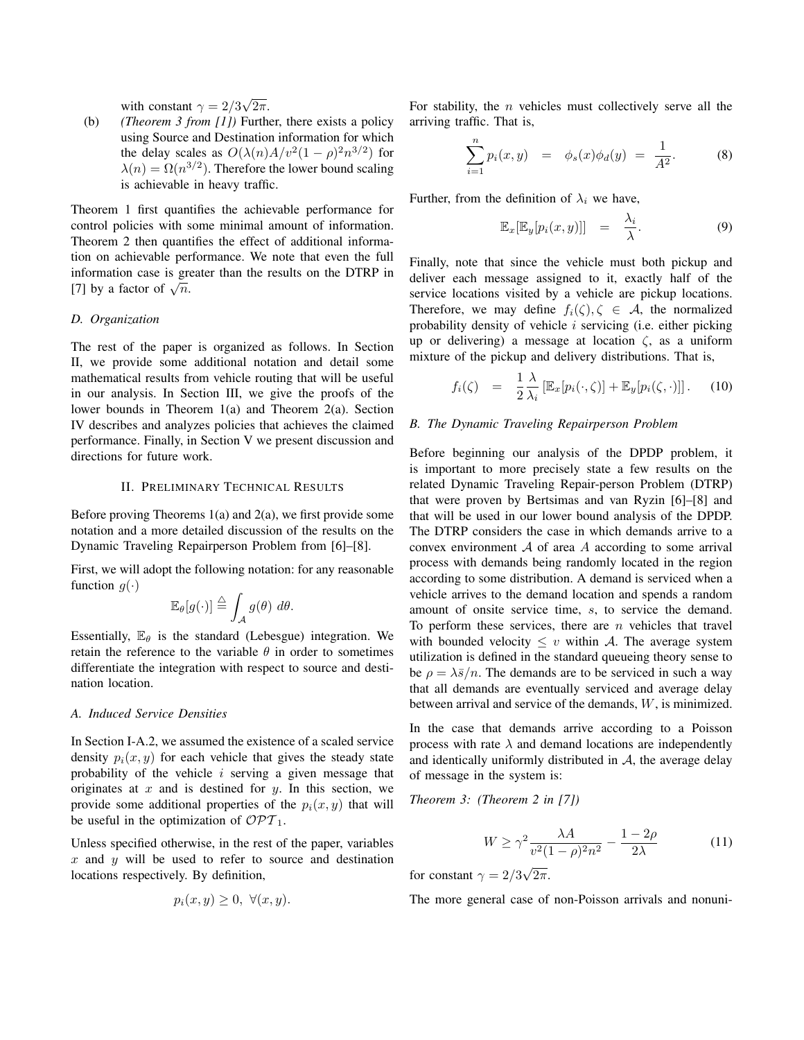with constant $\gamma = 2/3\sqrt{2\pi}$.

(b) *(Theorem 3 from [1])* Further, there exists a policy using Source and Destination information for which the delay scales as $O(\lambda(n)A/v^2(1-\rho)^2 n^{3/2})$ for $\lambda(n) = \Omega(n^{3/2})$. Therefore the lower bound scaling is achievable in heavy traffic.

Theorem 1 first quantifies the achievable performance for control policies with some minimal amount of information. Theorem 2 then quantifies the effect of additional information on achievable performance. We note that even the full information case is greater than the results on the DTRP in [7] by a factor of $\sqrt{n}$.

### D. Organization

The rest of the paper is organized as follows. In Section II, we provide some additional notation and detail some mathematical results from vehicle routing that will be useful in our analysis. In Section III, we give the proofs of the lower bounds in Theorem 1(a) and Theorem 2(a). Section IV describes and analyzes policies that achieves the claimed performance. Finally, in Section V we present discussion and directions for future work.

## II. Preliminary Technical Results

Before proving Theorems 1(a) and 2(a), we first provide some notation and a more detailed discussion of the results on the Dynamic Traveling Repairperson Problem from [6]–[8].

First, we will adopt the following notation: for any reasonable function $g(\cdot)$

$$\mathbb{E}_\theta[g(\cdot)] \stackrel{\triangle}{=} \int_{\mathcal{A}} g(\theta)\ d\theta.$$

Essentially, $\mathbb{E}_\theta$ is the standard (Lebesgue) integration. We retain the reference to the variable $\theta$ in order to sometimes differentiate the integration with respect to source and destination location.

### A. Induced Service Densities

In Section I-A.2, we assumed the existence of a scaled service density $p_i(x,y)$ for each vehicle that gives the steady state probability of the vehicle $i$ serving a given message that originates at $x$ and is destined for $y$. In this section, we provide some additional properties of the $p_i(x,y)$ that will be useful in the optimization of $\mathcal{OPT}_1$.

Unless specified otherwise, in the rest of the paper, variables $x$ and $y$ will be used to refer to source and destination locations respectively. By definition,

$$p_i(x,y) \geq 0,\ \forall (x,y).$$

For stability, the $n$ vehicles must collectively serve all the arriving traffic. That is,

$$\sum_{i=1}^{n} p_i(x,y) \quad = \quad \phi_s(x)\phi_d(y) \; = \; \frac{1}{A^2}. \tag{8}$$

Further, from the definition of $\lambda_i$ we have,

$$\mathbb{E}_x[\mathbb{E}_y[p_i(x,y)]] \quad = \quad \frac{\lambda_i}{\lambda}. \tag{9}$$

Finally, note that since the vehicle must both pickup and deliver each message assigned to it, exactly half of the service locations visited by a vehicle are pickup locations. Therefore, we may define $f_i(\zeta), \zeta \in \mathcal{A}$, the normalized probability density of vehicle $i$ servicing (i.e. either picking up or delivering) a message at location $\zeta$, as a uniform mixture of the pickup and delivery distributions. That is,

$$f_i(\zeta) \quad = \quad \frac{1}{2}\frac{\lambda}{\lambda_i}\left[\mathbb{E}_x[p_i(\cdot,\zeta)] + \mathbb{E}_y[p_i(\zeta,\cdot)]\right]. \tag{10}$$

### B. The Dynamic Traveling Repairperson Problem

Before beginning our analysis of the DPDP problem, it is important to more precisely state a few results on the related Dynamic Traveling Repair-person Problem (DTRP) that were proven by Bertsimas and van Ryzin [6]–[8] and that will be used in our lower bound analysis of the DPDP. The DTRP considers the case in which demands arrive to a convex environment $\mathcal{A}$ of area $A$ according to some arrival process with demands being randomly located in the region according to some distribution. A demand is serviced when a vehicle arrives to the demand location and spends a random amount of onsite service time, $s$, to service the demand. To perform these services, there are $n$ vehicles that travel with bounded velocity $\leq v$ within $\mathcal{A}$. The average system utilization is defined in the standard queueing theory sense to be $\rho = \lambda\bar{s}/n$. The demands are to be serviced in such a way that all demands are eventually serviced and average delay between arrival and service of the demands, $W$, is minimized.

In the case that demands arrive according to a Poisson process with rate $\lambda$ and demand locations are independently and identically uniformly distributed in $\mathcal{A}$, the average delay of message in the system is:

*Theorem 3: (Theorem 2 in [7])*

$$W \geq \gamma^2 \frac{\lambda A}{v^2(1-\rho)^2 n^2} - \frac{1-2\rho}{2\lambda} \tag{11}$$

for constant $\gamma = 2/3\sqrt{2\pi}$.

The more general case of non-Poisson arrivals and nonuni-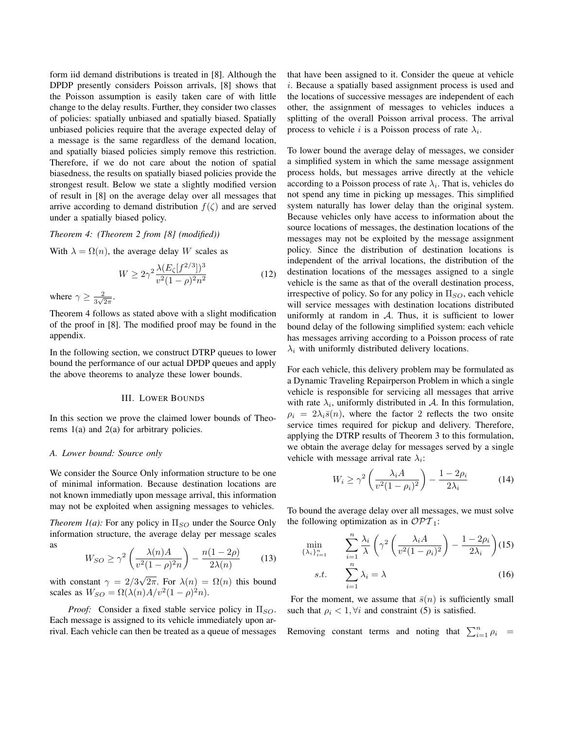form iid demand distributions is treated in [8]. Although the DPDP presently considers Poisson arrivals, [8] shows that the Poisson assumption is easily taken care of with little change to the delay results. Further, they consider two classes of policies: spatially unbiased and spatially biased. Spatially unbiased policies require that the average expected delay of a message is the same regardless of the demand location, and spatially biased policies simply remove this restriction. Therefore, if we do not care about the notion of spatial biasedness, the results on spatially biased policies provide the strongest result. Below we state a slightly modified version of result in [8] on the average delay over all messages that arrive according to demand distribution $f(\zeta)$ and are served under a spatially biased policy.

*Theorem 4: (Theorem 2 from [8] (modified))*

With $\lambda = \Omega(n)$, the average delay $W$ scales as

$$W \geq 2\gamma^2 \frac{\lambda (E_\zeta[f^{2/3}])^3}{v^2(1-\rho)^2 n^2} \tag{12}$$

where $\gamma \geq \frac{2}{3\sqrt{2\pi}}$.

Theorem 4 follows as stated above with a slight modification of the proof in [8]. The modified proof may be found in the appendix.

In the following section, we construct DTRP queues to lower bound the performance of our actual DPDP queues and apply the above theorems to analyze these lower bounds.

## III. Lower Bounds

In this section we prove the claimed lower bounds of Theorems 1(a) and 2(a) for arbitrary policies.

### A. Lower bound: Source only

We consider the Source Only information structure to be one of minimal information. Because destination locations are not known immediatly upon message arrival, this information may not be exploited when assigning messages to vehicles.

*Theorem 1(a):* For any policy in $\Pi_{SO}$ under the Source Only information structure, the average delay per message scales as

$$W_{SO} \geq \gamma^2 \left( \frac{\lambda(n) A}{v^2(1-\rho)^2 n} \right) - \frac{n(1-2\rho)}{2\lambda(n)} \tag{13}$$

with constant $\gamma = 2/3\sqrt{2\pi}$. For $\lambda(n) = \Omega(n)$ this bound scales as $W_{SO} = \Omega(\lambda(n)A/v^2(1-\rho)^2 n)$.

*Proof:* Consider a fixed stable service policy in $\Pi_{SO}$. Each message is assigned to its vehicle immediately upon arrival. Each vehicle can then be treated as a queue of messages that have been assigned to it. Consider the queue at vehicle $i$. Because a spatially based assignment process is used and the locations of successive messages are independent of each other, the assignment of messages to vehicles induces a splitting of the overall Poisson arrival process. The arrival process to vehicle $i$ is a Poisson process of rate $\lambda_i$.

To lower bound the average delay of messages, we consider a simplified system in which the same message assignment process holds, but messages arrive directly at the vehicle according to a Poisson process of rate $\lambda_i$. That is, vehicles do not spend any time in picking up messages. This simplified system naturally has lower delay than the original system. Because vehicles only have access to information about the source locations of messages, the destination locations of the messages may not be exploited by the message assignment policy. Since the distribution of destination locations is independent of the arrival locations, the distribution of the destination locations of the messages assigned to a single vehicle is the same as that of the overall destination process, irrespective of policy. So for any policy in $\Pi_{SO}$, each vehicle will service messages with destination locations distributed uniformly at random in $\mathcal{A}$. Thus, it is sufficient to lower bound delay of the following simplified system: each vehicle has messages arriving according to a Poisson process of rate $\lambda_i$ with uniformly distributed delivery locations.

For each vehicle, this delivery problem may be formulated as a Dynamic Traveling Repairperson Problem in which a single vehicle is responsible for servicing all messages that arrive with rate $\lambda_i$, uniformly distributed in $\mathcal{A}$. In this formulation, $\rho_i = 2\lambda_i \bar{s}(n)$, where the factor 2 reflects the two onsite service times required for pickup and delivery. Therefore, applying the DTRP results of Theorem 3 to this formulation, we obtain the average delay for messages served by a single vehicle with message arrival rate $\lambda_i$:

$$W_i \geq \gamma^2 \left( \frac{\lambda_i A}{v^2(1-\rho_i)^2} \right) - \frac{1-2\rho_i}{2\lambda_i} \tag{14}$$

To bound the average delay over all messages, we must solve the following optimization as in $\mathcal{OPT}_1$:

$$\min_{\{\lambda_i\}_{i=1}^n} \quad \sum_{i=1}^n \frac{\lambda_i}{\lambda} \left( \gamma^2 \left( \frac{\lambda_i A}{v^2(1-\rho_i)^2} \right) - \frac{1-2\rho_i}{2\lambda_i} \right) \tag{15}$$

$$s.t. \quad \sum_{i=1}^n \lambda_i = \lambda \tag{16}$$

For the moment, we assume that $\bar{s}(n)$ is sufficiently small such that $\rho_i < 1, \forall i$ and constraint (5) is satisfied.

Removing constant terms and noting that $\sum_{i=1}^n \rho_i =$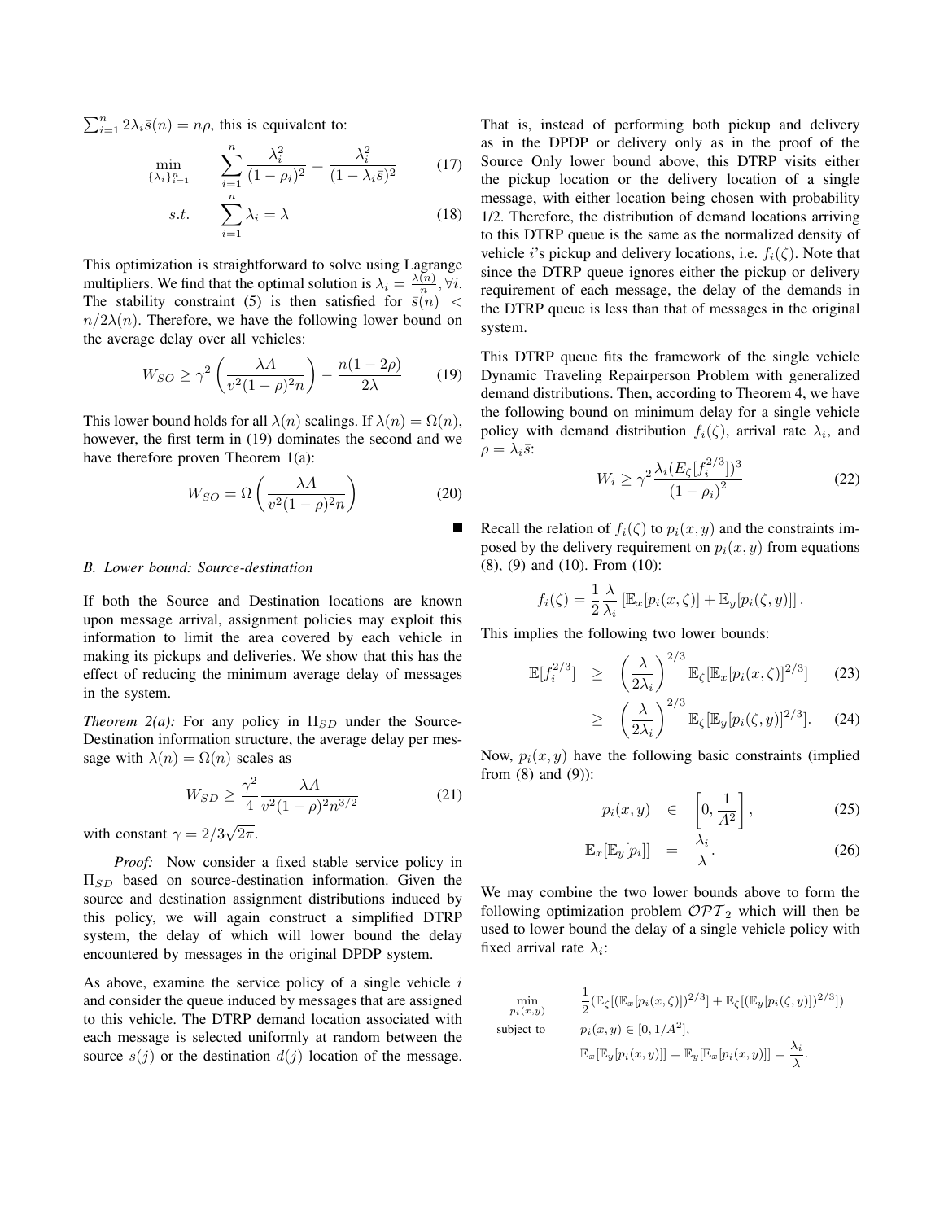$\sum_{i=1}^{n} 2\lambda_i \bar{s}(n) = n\rho$, this is equivalent to:

$$\min_{\{\lambda_i\}_{i=1}^n} \quad \sum_{i=1}^{n} \frac{\lambda_i^2}{(1-\rho_i)^2} = \frac{\lambda_i^2}{(1-\lambda_i \bar{s})^2} \tag{17}$$

$$s.t. \quad \sum_{i=1}^{n} \lambda_i = \lambda \tag{18}$$

This optimization is straightforward to solve using Lagrange multipliers. We find that the optimal solution is $\lambda_i = \frac{\lambda(n)}{n}, \forall i$. The stability constraint (5) is then satisfied for $\bar{s}(n) < n/2\lambda(n)$. Therefore, we have the following lower bound on the average delay over all vehicles:

$$W_{SO} \geq \gamma^2 \left( \frac{\lambda A}{v^2(1-\rho)^2 n} \right) - \frac{n(1-2\rho)}{2\lambda} \tag{19}$$

This lower bound holds for all $\lambda(n)$ scalings. If $\lambda(n) = \Omega(n)$, however, the first term in (19) dominates the second and we have therefore proven Theorem 1(a):

$$W_{SO} = \Omega \left( \frac{\lambda A}{v^2(1-\rho)^2 n} \right) \tag{20}$$

■

### B. Lower bound: Source-destination

If both the Source and Destination locations are known upon message arrival, assignment policies may exploit this information to limit the area covered by each vehicle in making its pickups and deliveries. We show that this has the effect of reducing the minimum average delay of messages in the system.

*Theorem 2(a):* For any policy in $\Pi_{SD}$ under the Source-Destination information structure, the average delay per message with $\lambda(n) = \Omega(n)$ scales as

$$W_{SD} \geq \frac{\gamma^2}{4} \frac{\lambda A}{v^2(1-\rho)^2 n^{3/2}} \tag{21}$$

with constant $\gamma = 2/3\sqrt{2\pi}$.

*Proof:* Now consider a fixed stable service policy in $\Pi_{SD}$ based on source-destination information. Given the source and destination assignment distributions induced by this policy, we will again construct a simplified DTRP system, the delay of which will lower bound the delay encountered by messages in the original DPDP system.

As above, examine the service policy of a single vehicle $i$ and consider the queue induced by messages that are assigned to this vehicle. The DTRP demand location associated with each message is selected uniformly at random between the source $s(j)$ or the destination $d(j)$ location of the message. That is, instead of performing both pickup and delivery as in the DPDP or delivery only as in the proof of the Source Only lower bound above, this DTRP visits either the pickup location or the delivery location of a single message, with either location being chosen with probability 1/2. Therefore, the distribution of demand locations arriving to this DTRP queue is the same as the normalized density of vehicle $i$'s pickup and delivery locations, i.e. $f_i(\zeta)$. Note that since the DTRP queue ignores either the pickup or delivery requirement of each message, the delay of the demands in the DTRP queue is less than that of messages in the original system.

This DTRP queue fits the framework of the single vehicle Dynamic Traveling Repairperson Problem with generalized demand distributions. Then, according to Theorem 4, we have the following bound on minimum delay for a single vehicle policy with demand distribution $f_i(\zeta)$, arrival rate $\lambda_i$, and $\rho = \lambda_i \bar{s}$:

$$W_i \geq \gamma^2 \frac{\lambda_i (E_\zeta[f_i^{2/3}])^3}{(1-\rho_i)^2} \tag{22}$$

Recall the relation of $f_i(\zeta)$ to $p_i(x,y)$ and the constraints imposed by the delivery requirement on $p_i(x,y)$ from equations (8), (9) and (10). From (10):

$$f_i(\zeta) = \frac{1}{2} \frac{\lambda}{\lambda_i} \left[ \mathbb{E}_x[p_i(x,\zeta)] + \mathbb{E}_y[p_i(\zeta,y)] \right].$$

This implies the following two lower bounds:

$$\mathbb{E}[f_i^{2/3}] \geq \left( \frac{\lambda}{2\lambda_i} \right)^{2/3} \mathbb{E}_\zeta[\mathbb{E}_x[p_i(x,\zeta)]^{2/3}] \tag{23}$$

$$\geq \left( \frac{\lambda}{2\lambda_i} \right)^{2/3} \mathbb{E}_\zeta[\mathbb{E}_y[p_i(\zeta,y)]^{2/3}]. \tag{24}$$

Now, $p_i(x,y)$ have the following basic constraints (implied from (8) and (9)):

$$p_i(x,y) \in \left[ 0, \frac{1}{A^2} \right], \tag{25}$$

$$\mathbb{E}_x[\mathbb{E}_y[p_i]] = \frac{\lambda_i}{\lambda}. \tag{26}$$

We may combine the two lower bounds above to form the following optimization problem $\mathcal{OPT}_2$ which will then be used to lower bound the delay of a single vehicle policy with fixed arrival rate $\lambda_i$:

$$\min_{p_i(x,y)} \quad \frac{1}{2}(\mathbb{E}_\zeta[(\mathbb{E}_x[p_i(x,\zeta)])^{2/3}] + \mathbb{E}_\zeta[(\mathbb{E}_y[p_i(\zeta,y)])^{2/3}])$$

$$\text{subject to} \quad p_i(x,y) \in [0, 1/A^2],$$

$$\mathbb{E}_x[\mathbb{E}_y[p_i(x,y)]] = \mathbb{E}_y[\mathbb{E}_x[p_i(x,y)]] = \frac{\lambda_i}{\lambda}.$$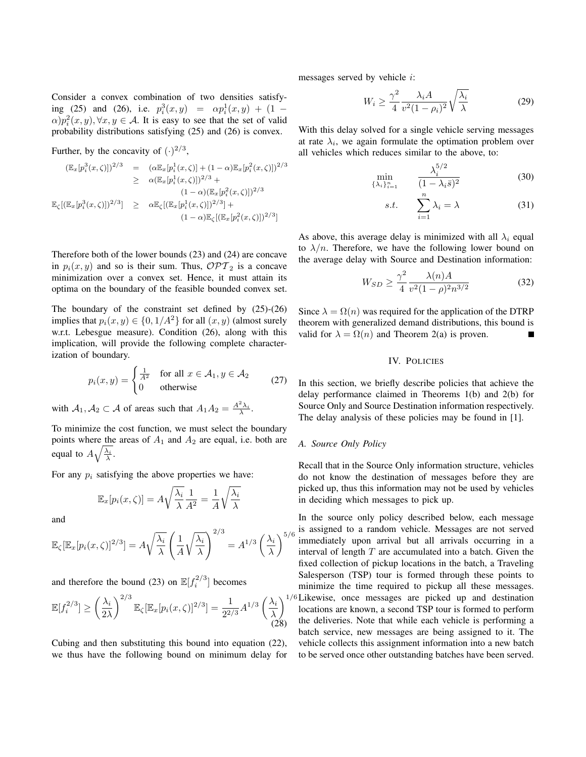Consider a convex combination of two densities satisfying (25) and (26), i.e. $p_i^3(x,y) = \alpha p_i^1(x,y) + (1-\alpha)p_i^2(x,y), \forall x,y \in \mathcal{A}$. It is easy to see that the set of valid probability distributions satisfying (25) and (26) is convex.

Further, by the concavity of $(\cdot)^{2/3}$,

$$
\begin{aligned}
(\mathbb{E}_x[p_i^3(x,\zeta)])^{2/3} &= (\alpha \mathbb{E}_x[p_i^1(x,\zeta)] + (1-\alpha)\mathbb{E}_x[p_i^2(x,\zeta)])^{2/3} \\
&\geq \alpha(\mathbb{E}_x[p_i^1(x,\zeta)])^{2/3} + \\
&\qquad (1-\alpha)(\mathbb{E}_x[p_i^2(x,\zeta)])^{2/3} \\
\mathbb{E}_\zeta[(\mathbb{E}_x[p_i^3(x,\zeta)])^{2/3}] &\geq \alpha \mathbb{E}_\zeta[(\mathbb{E}_x[p_i^1(x,\zeta)])^{2/3}] + \\
&\qquad (1-\alpha)\mathbb{E}_\zeta[(\mathbb{E}_x[p_i^2(x,\zeta)])^{2/3}]
\end{aligned}
$$

Therefore both of the lower bounds (23) and (24) are concave in $p_i(x,y)$ and so is their sum. Thus, $\mathcal{OPT}_2$ is a concave minimization over a convex set. Hence, it must attain its optima on the boundary of the feasible bounded convex set.

The boundary of the constraint set defined by (25)-(26) implies that $p_i(x,y) \in \{0, 1/A^2\}$ for all $(x,y)$ (almost surely w.r.t. Lebesgue measure). Condition (26), along with this implication, will provide the following complete characterization of boundary.

$$
p_i(x,y) = \begin{cases} \frac{1}{A^2} & \text{for all } x \in \mathcal{A}_1, y \in \mathcal{A}_2 \\ 0 & \text{otherwise} \end{cases} \tag{27}
$$

with $\mathcal{A}_1, \mathcal{A}_2 \subset \mathcal{A}$ of areas such that $A_1 A_2 = \frac{A^2 \lambda_i}{\lambda}$.

To minimize the cost function, we must select the boundary points where the areas of $A_1$ and $A_2$ are equal, i.e. both are equal to $A\sqrt{\frac{\lambda_i}{\lambda}}$.

For any $p_i$ satisfying the above properties we have:

$$
\mathbb{E}_x[p_i(x,\zeta)] = A\sqrt{\frac{\lambda_i}{\lambda}}\frac{1}{A^2} = \frac{1}{A}\sqrt{\frac{\lambda_i}{\lambda}}
$$

and

$$
\mathbb{E}_\zeta[\mathbb{E}_x[p_i(x,\zeta)]^{2/3}] = A\sqrt{\frac{\lambda_i}{\lambda}}\left(\frac{1}{A}\sqrt{\frac{\lambda_i}{\lambda}}\right)^{2/3} = A^{1/3}\left(\frac{\lambda_i}{\lambda}\right)^{5/6}
$$

and therefore the bound (23) on $\mathbb{E}[f_i^{2/3}]$ becomes

$$
\mathbb{E}[f_i^{2/3}] \geq \left(\frac{\lambda_i}{2\lambda}\right)^{2/3}\mathbb{E}_\zeta[\mathbb{E}_x[p_i(x,\zeta)]^{2/3}] = \frac{1}{2^{2/3}}A^{1/3}\left(\frac{\lambda_i}{\lambda}\right)^{1/6} \tag{28}
$$

Cubing and then substituting this bound into equation (22), we thus have the following bound on minimum delay for messages served by vehicle $i$:

$$
W_i \geq \frac{\gamma^2}{4}\frac{\lambda_i A}{v^2(1-\rho_i)^2}\sqrt{\frac{\lambda_i}{\lambda}} \tag{29}
$$

With this delay solved for a single vehicle serving messages at rate $\lambda_i$, we again formulate the optimation problem over all vehicles which reduces similar to the above, to:

$$
\min_{\{\lambda_i\}_{i=1}^n} \quad \frac{\lambda_i^{5/2}}{(1-\lambda_i \bar{s})^2} \tag{30}
$$

$$
s.t. \quad \sum_{i=1}^n \lambda_i = \lambda \tag{31}
$$

As above, this average delay is minimized with all $\lambda_i$ equal to $\lambda/n$. Therefore, we have the following lower bound on the average delay with Source and Destination information:

$$
W_{SD} \geq \frac{\gamma^2}{4}\frac{\lambda(n)A}{v^2(1-\rho)^2 n^{3/2}} \tag{32}
$$

Since $\lambda = \Omega(n)$ was required for the application of the DTRP theorem with generalized demand distributions, this bound is valid for $\lambda = \Omega(n)$ and Theorem 2(a) is proven. ■

## IV. Policies

In this section, we briefly describe policies that achieve the delay performance claimed in Theorems 1(b) and 2(b) for Source Only and Source Destination information respectively. The delay analysis of these policies may be found in [1].

### A. Source Only Policy

Recall that in the Source Only information structure, vehicles do not know the destination of messages before they are picked up, thus this information may not be used by vehicles in deciding which messages to pick up.

In the source only policy described below, each message is assigned to a random vehicle. Messages are not served immediately upon arrival but all arrivals occurring in a interval of length $T$ are accumulated into a batch. Given the fixed collection of pickup locations in the batch, a Traveling Salesperson (TSP) tour is formed through these points to minimize the time required to pickup all these messages. Likewise, once messages are picked up and destination locations are known, a second TSP tour is formed to perform the deliveries. Note that while each vehicle is performing a batch service, new messages are being assigned to it. The vehicle collects this assignment information into a new batch to be served once other outstanding batches have been served.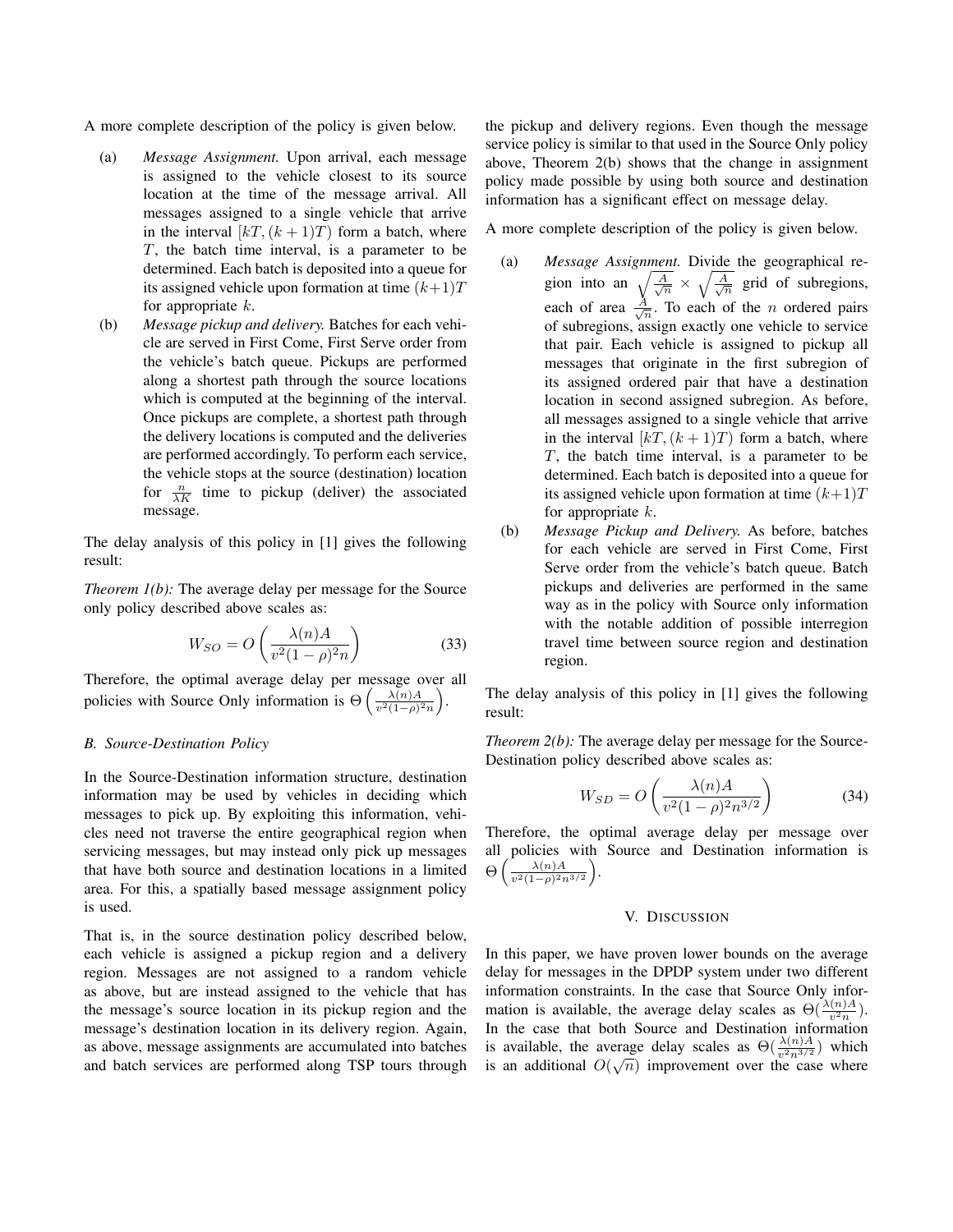A more complete description of the policy is given below.

(a) *Message Assignment.* Upon arrival, each message is assigned to the vehicle closest to its source location at the time of the message arrival. All messages assigned to a single vehicle that arrive in the interval $[kT, (k+1)T)$ form a batch, where $T$, the batch time interval, is a parameter to be determined. Each batch is deposited into a queue for its assigned vehicle upon formation at time $(k+1)T$ for appropriate $k$.

(b) *Message pickup and delivery.* Batches for each vehicle are served in First Come, First Serve order from the vehicle's batch queue. Pickups are performed along a shortest path through the source locations which is computed at the beginning of the interval. Once pickups are complete, a shortest path through the delivery locations is computed and the deliveries are performed accordingly. To perform each service, the vehicle stops at the source (destination) location for $\frac{n}{\lambda K}$ time to pickup (deliver) the associated message.

The delay analysis of this policy in [1] gives the following result:

*Theorem 1(b):* The average delay per message for the Source only policy described above scales as:

$$W_{SO} = O\left(\frac{\lambda(n)A}{v^2(1-\rho)^2 n}\right) \tag{33}$$

Therefore, the optimal average delay per message over all policies with Source Only information is $\Theta\left(\frac{\lambda(n)A}{v^2(1-\rho)^2 n}\right)$.

### B. Source-Destination Policy

In the Source-Destination information structure, destination information may be used by vehicles in deciding which messages to pick up. By exploiting this information, vehicles need not traverse the entire geographical region when servicing messages, but may instead only pick up messages that have both source and destination locations in a limited area. For this, a spatially based message assignment policy is used.

That is, in the source destination policy described below, each vehicle is assigned a pickup region and a delivery region. Messages are not assigned to a random vehicle as above, but are instead assigned to the vehicle that has the message's source location in its pickup region and the message's destination location in its delivery region. Again, as above, message assignments are accumulated into batches and batch services are performed along TSP tours through the pickup and delivery regions. Even though the message service policy is similar to that used in the Source Only policy above, Theorem 2(b) shows that the change in assignment policy made possible by using both source and destination information has a significant effect on message delay.

A more complete description of the policy is given below.

(a) *Message Assignment.* Divide the geographical region into an $\sqrt{\frac{A}{\sqrt{n}}} \times \sqrt{\frac{A}{\sqrt{n}}}$ grid of subregions, each of area $\frac{A}{\sqrt{n}}$. To each of the $n$ ordered pairs of subregions, assign exactly one vehicle to service that pair. Each vehicle is assigned to pickup all messages that originate in the first subregion of its assigned ordered pair that have a destination location in second assigned subregion. As before, all messages assigned to a single vehicle that arrive in the interval $[kT, (k+1)T)$ form a batch, where $T$, the batch time interval, is a parameter to be determined. Each batch is deposited into a queue for its assigned vehicle upon formation at time $(k+1)T$ for appropriate $k$.

(b) *Message Pickup and Delivery.* As before, batches for each vehicle are served in First Come, First Serve order from the vehicle's batch queue. Batch pickups and deliveries are performed in the same way as in the policy with Source only information with the notable addition of possible interregion travel time between source region and destination region.

The delay analysis of this policy in [1] gives the following result:

*Theorem 2(b):* The average delay per message for the Source-Destination policy described above scales as:

$$W_{SD} = O\left(\frac{\lambda(n)A}{v^2(1-\rho)^2 n^{3/2}}\right) \tag{34}$$

Therefore, the optimal average delay per message over all policies with Source and Destination information is $\Theta\left(\frac{\lambda(n)A}{v^2(1-\rho)^2 n^{3/2}}\right)$.

## V. Discussion

In this paper, we have proven lower bounds on the average delay for messages in the DPDP system under two different information constraints. In the case that Source Only information is available, the average delay scales as $\Theta(\frac{\lambda(n)A}{v^2 n})$. In the case that both Source and Destination information is available, the average delay scales as $\Theta(\frac{\lambda(n)A}{v^2 n^{3/2}})$ which is an additional $O(\sqrt{n})$ improvement over the case where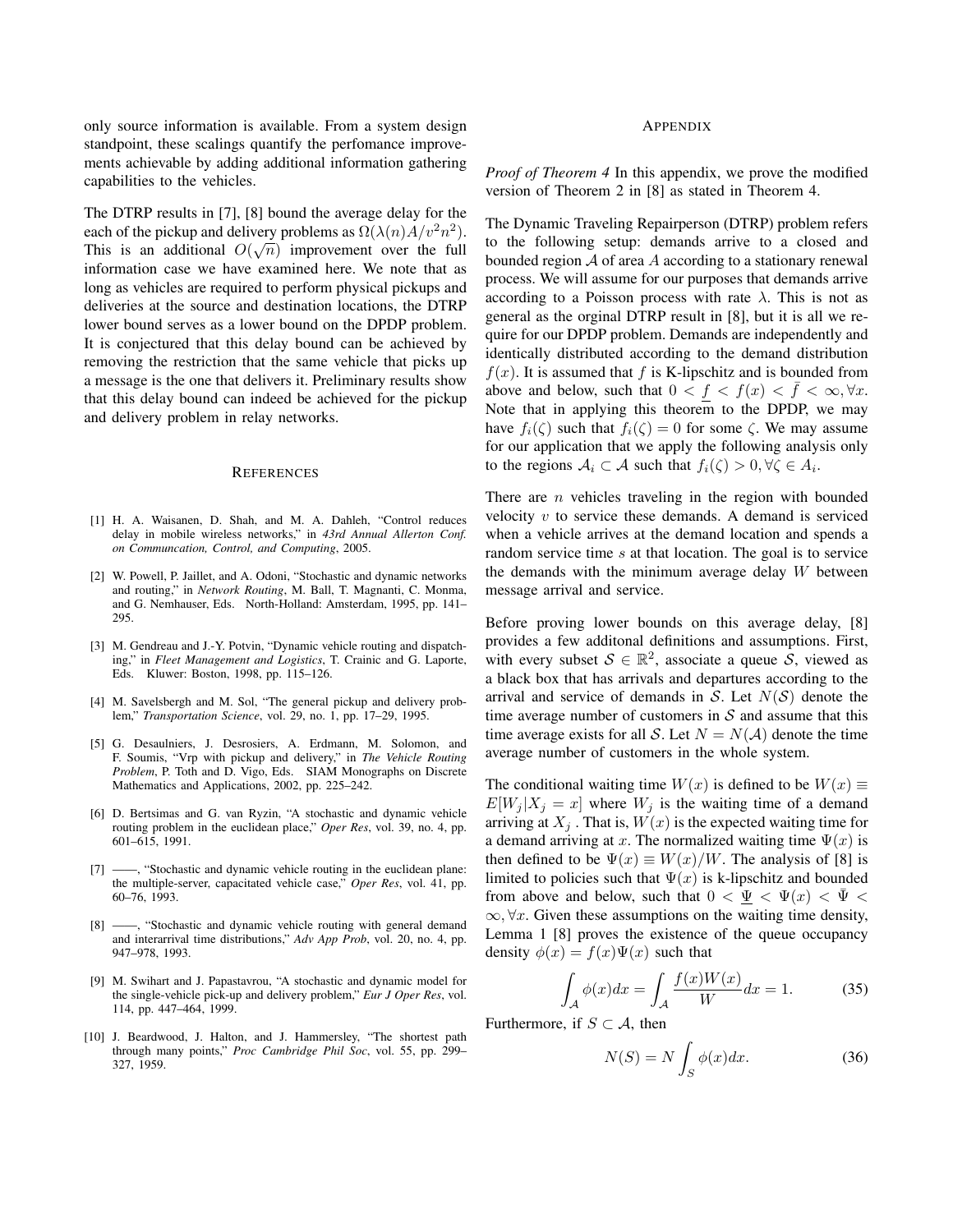only source information is available. From a system design standpoint, these scalings quantify the perfomance improvements achievable by adding additional information gathering capabilities to the vehicles.

The DTRP results in [7], [8] bound the average delay for the each of the pickup and delivery problems as $\Omega(\lambda(n)A/v^2n^2)$. This is an additional $O(\sqrt{n})$ improvement over the full information case we have examined here. We note that as long as vehicles are required to perform physical pickups and deliveries at the source and destination locations, the DTRP lower bound serves as a lower bound on the DPDP problem. It is conjectured that this delay bound can be achieved by removing the restriction that the same vehicle that picks up a message is the one that delivers it. Preliminary results show that this delay bound can indeed be achieved for the pickup and delivery problem in relay networks.

## REFERENCES

- [1] H. A. Waisanen, D. Shah, and M. A. Dahleh, "Control reduces delay in mobile wireless networks," in *43rd Annual Allerton Conf. on Communcation, Control, and Computing*, 2005.
- [2] W. Powell, P. Jaillet, and A. Odoni, "Stochastic and dynamic networks and routing," in *Network Routing*, M. Ball, T. Magnanti, C. Monma, and G. Nemhauser, Eds. North-Holland: Amsterdam, 1995, pp. 141–295.
- [3] M. Gendreau and J.-Y. Potvin, "Dynamic vehicle routing and dispatching," in *Fleet Management and Logistics*, T. Crainic and G. Laporte, Eds. Kluwer: Boston, 1998, pp. 115–126.
- [4] M. Savelsbergh and M. Sol, "The general pickup and delivery problem," *Transportation Science*, vol. 29, no. 1, pp. 17–29, 1995.
- [5] G. Desaulniers, J. Desrosiers, A. Erdmann, M. Solomon, and F. Soumis, "Vrp with pickup and delivery," in *The Vehicle Routing Problem*, P. Toth and D. Vigo, Eds. SIAM Monographs on Discrete Mathematics and Applications, 2002, pp. 225–242.
- [6] D. Bertsimas and G. van Ryzin, "A stochastic and dynamic vehicle routing problem in the euclidean place," *Oper Res*, vol. 39, no. 4, pp. 601–615, 1991.
- [7] ——, "Stochastic and dynamic vehicle routing in the euclidean plane: the multiple-server, capacitated vehicle case," *Oper Res*, vol. 41, pp. 60–76, 1993.
- [8] ——, "Stochastic and dynamic vehicle routing with general demand and interarrival time distributions," *Adv App Prob*, vol. 20, no. 4, pp. 947–978, 1993.
- [9] M. Swihart and J. Papastavrou, "A stochastic and dynamic model for the single-vehicle pick-up and delivery problem," *Eur J Oper Res*, vol. 114, pp. 447–464, 1999.
- [10] J. Beardwood, J. Halton, and J. Hammersley, "The shortest path through many points," *Proc Cambridge Phil Soc*, vol. 55, pp. 299–327, 1959.

## APPENDIX

*Proof of Theorem 4* In this appendix, we prove the modified version of Theorem 2 in [8] as stated in Theorem 4.

The Dynamic Traveling Repairperson (DTRP) problem refers to the following setup: demands arrive to a closed and bounded region $\mathcal{A}$ of area $A$ according to a stationary renewal process. We will assume for our purposes that demands arrive according to a Poisson process with rate $\lambda$. This is not as general as the orginal DTRP result in [8], but it is all we require for our DPDP problem. Demands are independently and identically distributed according to the demand distribution $f(x)$. It is assumed that $f$ is K-lipschitz and is bounded from above and below, such that $0 < \underline{f} < f(x) < \bar{f} < \infty, \forall x$. Note that in applying this theorem to the DPDP, we may have $f_i(\zeta)$ such that $f_i(\zeta) = 0$ for some $\zeta$. We may assume for our application that we apply the following analysis only to the regions $\mathcal{A}_i \subset \mathcal{A}$ such that $f_i(\zeta) > 0, \forall \zeta \in A_i$.

There are $n$ vehicles traveling in the region with bounded velocity $v$ to service these demands. A demand is serviced when a vehicle arrives at the demand location and spends a random service time $s$ at that location. The goal is to service the demands with the minimum average delay $W$ between message arrival and service.

Before proving lower bounds on this average delay, [8] provides a few additonal definitions and assumptions. First, with every subset $\mathcal{S} \in \mathbb{R}^2$, associate a queue $\mathcal{S}$, viewed as a black box that has arrivals and departures according to the arrival and service of demands in $\mathcal{S}$. Let $N(\mathcal{S})$ denote the time average number of customers in $\mathcal{S}$ and assume that this time average exists for all $\mathcal{S}$. Let $N = N(\mathcal{A})$ denote the time average number of customers in the whole system.

The conditional waiting time $W(x)$ is defined to be $W(x) \equiv E[W_j|X_j = x]$ where $W_j$ is the waiting time of a demand arriving at $X_j$. That is, $W(x)$ is the expected waiting time for a demand arriving at $x$. The normalized waiting time $\Psi(x)$ is then defined to be $\Psi(x) \equiv W(x)/W$. The analysis of [8] is limited to policies such that $\Psi(x)$ is k-lipschitz and bounded from above and below, such that $0 < \underline{\Psi} < \Psi(x) < \bar{\Psi} < \infty, \forall x$. Given these assumptions on the waiting time density, Lemma 1 [8] proves the existence of the queue occupancy density $\phi(x) = f(x)\Psi(x)$ such that

$$\int_{\mathcal{A}} \phi(x)dx = \int_{\mathcal{A}} \frac{f(x)W(x)}{W}dx = 1. \tag{35}$$

Furthermore, if $S \subset \mathcal{A}$, then

$$N(S) = N \int_{S} \phi(x)dx. \tag{36}$$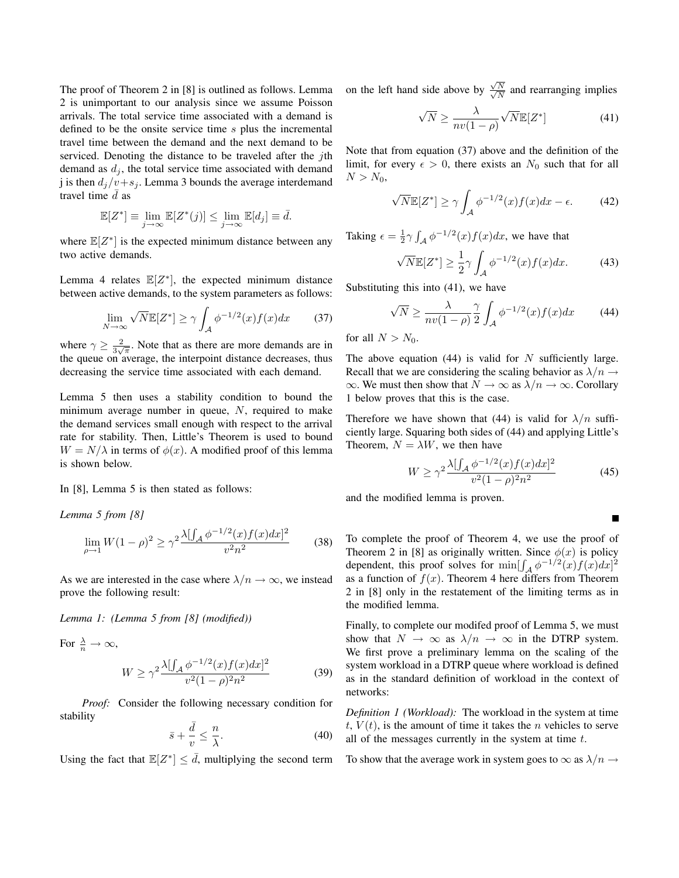The proof of Theorem 2 in [8] is outlined as follows. Lemma 2 is unimportant to our analysis since we assume Poisson arrivals. The total service time associated with a demand is defined to be the onsite service time $s$ plus the incremental travel time between the demand and the next demand to be serviced. Denoting the distance to be traveled after the $j$th demand as $d_j$, the total service time associated with demand j is then $d_j/v+s_j$. Lemma 3 bounds the average interdemand travel time $\bar{d}$ as

$$\mathbb{E}[Z^*] \equiv \lim_{j\to\infty} \mathbb{E}[Z^*(j)] \leq \lim_{j\to\infty} \mathbb{E}[d_j] \equiv \bar{d}.$$

where $\mathbb{E}[Z^*]$ is the expected minimum distance between any two active demands.

Lemma 4 relates $\mathbb{E}[Z^*]$, the expected minimum distance between active demands, to the system parameters as follows:

$$\lim_{N\to\infty} \sqrt{N}\mathbb{E}[Z^*] \geq \gamma \int_{\mathcal{A}} \phi^{-1/2}(x) f(x) dx \qquad (37)$$

where $\gamma \geq \frac{2}{3\sqrt{\pi}}$. Note that as there are more demands are in the queue on average, the interpoint distance decreases, thus decreasing the service time associated with each demand.

Lemma 5 then uses a stability condition to bound the minimum average number in queue, $N$, required to make the demand services small enough with respect to the arrival rate for stability. Then, Little's Theorem is used to bound $W = N/\lambda$ in terms of $\phi(x)$. A modified proof of this lemma is shown below.

In [8], Lemma 5 is then stated as follows:

*Lemma 5 from [8]*

$$\lim_{\rho\to 1} W(1-\rho)^2 \geq \gamma^2 \frac{\lambda [\int_{\mathcal{A}} \phi^{-1/2}(x) f(x) dx]^2}{v^2 n^2} \qquad (38)$$

As we are interested in the case where $\lambda/n \to \infty$, we instead prove the following result:

*Lemma 1: (Lemma 5 from [8] (modified))*

For $\frac{\lambda}{n} \to \infty$,

$$W \geq \gamma^2 \frac{\lambda [\int_{\mathcal{A}} \phi^{-1/2}(x) f(x) dx]^2}{v^2 (1-\rho)^2 n^2} \qquad (39)$$

*Proof:* Consider the following necessary condition for stability

$$\bar{s} + \frac{\bar{d}}{v} \leq \frac{n}{\lambda}. \qquad (40)$$

Using the fact that $\mathbb{E}[Z^*] \leq \bar{d}$, multiplying the second term on the left hand side above by $\frac{\sqrt{N}}{\sqrt{N}}$ and rearranging implies

$$\sqrt{N} \geq \frac{\lambda}{nv(1-\rho)} \sqrt{N}\mathbb{E}[Z^*] \qquad (41)$$

Note that from equation (37) above and the definition of the limit, for every $\epsilon > 0$, there exists an $N_0$ such that for all $N > N_0$,

$$\sqrt{N}\mathbb{E}[Z^*] \geq \gamma \int_{\mathcal{A}} \phi^{-1/2}(x) f(x) dx - \epsilon. \qquad (42)$$

Taking $\epsilon = \frac{1}{2}\gamma \int_{\mathcal{A}} \phi^{-1/2}(x) f(x) dx$, we have that

$$\sqrt{N}\mathbb{E}[Z^*] \geq \frac{1}{2}\gamma \int_{\mathcal{A}} \phi^{-1/2}(x) f(x) dx. \qquad (43)$$

Substituting this into (41), we have

$$\sqrt{N} \geq \frac{\lambda}{nv(1-\rho)} \frac{\gamma}{2} \int_{\mathcal{A}} \phi^{-1/2}(x) f(x) dx \qquad (44)$$

for all $N > N_0$.

The above equation (44) is valid for $N$ sufficiently large. Recall that we are considering the scaling behavior as $\lambda/n \to \infty$. We must then show that $N \to \infty$ as $\lambda/n \to \infty$. Corollary 1 below proves that this is the case.

Therefore we have shown that (44) is valid for $\lambda/n$ sufficiently large. Squaring both sides of (44) and applying Little's Theorem, $N = \lambda W$, we then have

$$W \geq \gamma^2 \frac{\lambda [\int_{\mathcal{A}} \phi^{-1/2}(x) f(x) dx]^2}{v^2 (1-\rho)^2 n^2} \qquad (45)$$

and the modified lemma is proven.

■

To complete the proof of Theorem 4, we use the proof of Theorem 2 in [8] as originally written. Since $\phi(x)$ is policy dependent, this proof solves for $\min[\int_{\mathcal{A}} \phi^{-1/2}(x) f(x) dx]^2$ as a function of $f(x)$. Theorem 4 here differs from Theorem 2 in [8] only in the restatement of the limiting terms as in the modified lemma.

Finally, to complete our modifed proof of Lemma 5, we must show that $N \to \infty$ as $\lambda/n \to \infty$ in the DTRP system. We first prove a preliminary lemma on the scaling of the system workload in a DTRP queue where workload is defined as in the standard definition of workload in the context of networks:

*Definition 1 (Workload):* The workload in the system at time $t$, $V(t)$, is the amount of time it takes the $n$ vehicles to serve all of the messages currently in the system at time $t$.

To show that the average work in system goes to $\infty$ as $\lambda/n \to$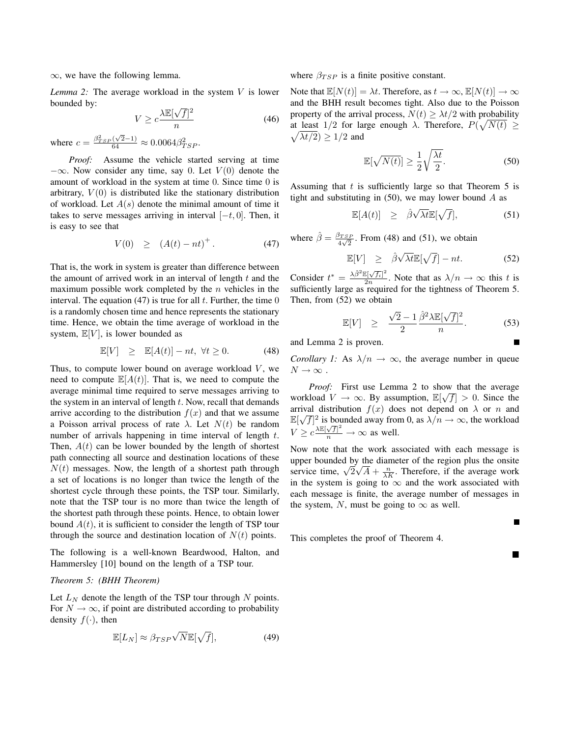$\infty$, we have the following lemma.

*Lemma 2:* The average workload in the system $V$ is lower bounded by:

$$V \geq c\frac{\lambda \mathbb{E}[\sqrt{f}]^2}{n} \tag{46}$$

where $c = \frac{\beta_{TSP}^2(\sqrt{2}-1)}{64} \approx 0.0064\beta_{TSP}^2$.

*Proof:* Assume the vehicle started serving at time $-\infty$. Now consider any time, say 0. Let $V(0)$ denote the amount of workload in the system at time 0. Since time 0 is arbitrary, $V(0)$ is distributed like the stationary distribution of workload. Let $A(s)$ denote the minimal amount of time it takes to serve messages arriving in interval $[-t, 0]$. Then, it is easy to see that

$$V(0) \quad \geq \quad (A(t) - nt)^+ . \tag{47}$$

That is, the work in system is greater than difference between the amount of arrived work in an interval of length $t$ and the maximum possible work completed by the $n$ vehicles in the interval. The equation (47) is true for all $t$. Further, the time 0 is a randomly chosen time and hence represents the stationary time. Hence, we obtain the time average of workload in the system, $\mathbb{E}[V]$, is lower bounded as

$$\mathbb{E}[V] \quad \geq \quad \mathbb{E}[A(t)] - nt, \ \forall t \geq 0. \tag{48}$$

Thus, to compute lower bound on average workload $V$, we need to compute $\mathbb{E}[A(t)]$. That is, we need to compute the average minimal time required to serve messages arriving to the system in an interval of length $t$. Now, recall that demands arrive according to the distribution $f(x)$ and that we assume a Poisson arrival process of rate $\lambda$. Let $N(t)$ be random number of arrivals happening in time interval of length $t$. Then, $A(t)$ can be lower bounded by the length of shortest path connecting all source and destination locations of these $N(t)$ messages. Now, the length of a shortest path through a set of locations is no longer than twice the length of the shortest cycle through these points, the TSP tour. Similarly, note that the TSP tour is no more than twice the length of the shortest path through these points. Hence, to obtain lower bound $A(t)$, it is sufficient to consider the length of TSP tour through the source and destination location of $N(t)$ points.

The following is a well-known Beardwood, Halton, and Hammersley [10] bound on the length of a TSP tour.

*Theorem 5: (BHH Theorem)*

Let $L_N$ denote the length of the TSP tour through $N$ points. For $N \to \infty$, if point are distributed according to probability density $f(\cdot)$, then

$$\mathbb{E}[L_N] \approx \beta_{TSP}\sqrt{N}\mathbb{E}[\sqrt{f}], \tag{49}$$

where $\beta_{TSP}$ is a finite positive constant.

Note that $\mathbb{E}[N(t)] = \lambda t$. Therefore, as $t \to \infty$, $\mathbb{E}[N(t)] \to \infty$ and the BHH result becomes tight. Also due to the Poisson property of the arrival process, $N(t) \geq \lambda t/2$ with probability at least $1/2$ for large enough $\lambda$. Therefore, $P(\sqrt{N(t)} \geq \sqrt{\lambda t/2}) \geq 1/2$ and

$$\mathbb{E}[\sqrt{N(t)}] \geq \frac{1}{2}\sqrt{\frac{\lambda t}{2}}. \tag{50}$$

Assuming that $t$ is sufficiently large so that Theorem 5 is tight and substituting in (50), we may lower bound $A$ as

$$\mathbb{E}[A(t)] \quad \geq \quad \hat{\beta}\sqrt{\lambda t}\mathbb{E}[\sqrt{f}], \tag{51}$$

where $\hat{\beta} = \frac{\beta_{TSP}}{4\sqrt{2}}$. From (48) and (51), we obtain

$$\mathbb{E}[V] \quad \geq \quad \hat{\beta}\sqrt{\lambda t}\mathbb{E}[\sqrt{f}] - nt. \tag{52}$$

Consider $t^* = \frac{\lambda \hat{\beta}^2 \mathbb{E}[\sqrt{f_i}]^2}{2n}$. Note that as $\lambda/n \to \infty$ this $t$ is sufficiently large as required for the tightness of Theorem 5. Then, from (52) we obtain

$$\mathbb{E}[V] \quad \geq \quad \frac{\sqrt{2}-1}{2}\frac{\hat{\beta}^2\lambda\mathbb{E}[\sqrt{f}]^2}{n}. \tag{53}$$

and Lemma 2 is proven. ■

*Corollary 1:* As $\lambda/n \to \infty$, the average number in queue $N \to \infty$ .

*Proof:* First use Lemma 2 to show that the average workload $V \to \infty$. By assumption, $\mathbb{E}[\sqrt{f}] > 0$. Since the arrival distribution $f(x)$ does not depend on $\lambda$ or $n$ and $\mathbb{E}[\sqrt{f}]^2$ is bounded away from 0, as $\lambda/n \to \infty$, the workload $V \geq c\frac{\lambda \mathbb{E}[\sqrt{f}]^2}{n} \to \infty$ as well.

Now note that the work associated with each message is upper bounded by the diameter of the region plus the onsite service time, $\sqrt{2}\sqrt{A} + \frac{n}{\lambda K}$. Therefore, if the average work in the system is going to $\infty$ and the work associated with each message is finite, the average number of messages in the system, $N$, must be going to $\infty$ as well.

■

This completes the proof of Theorem 4.

■